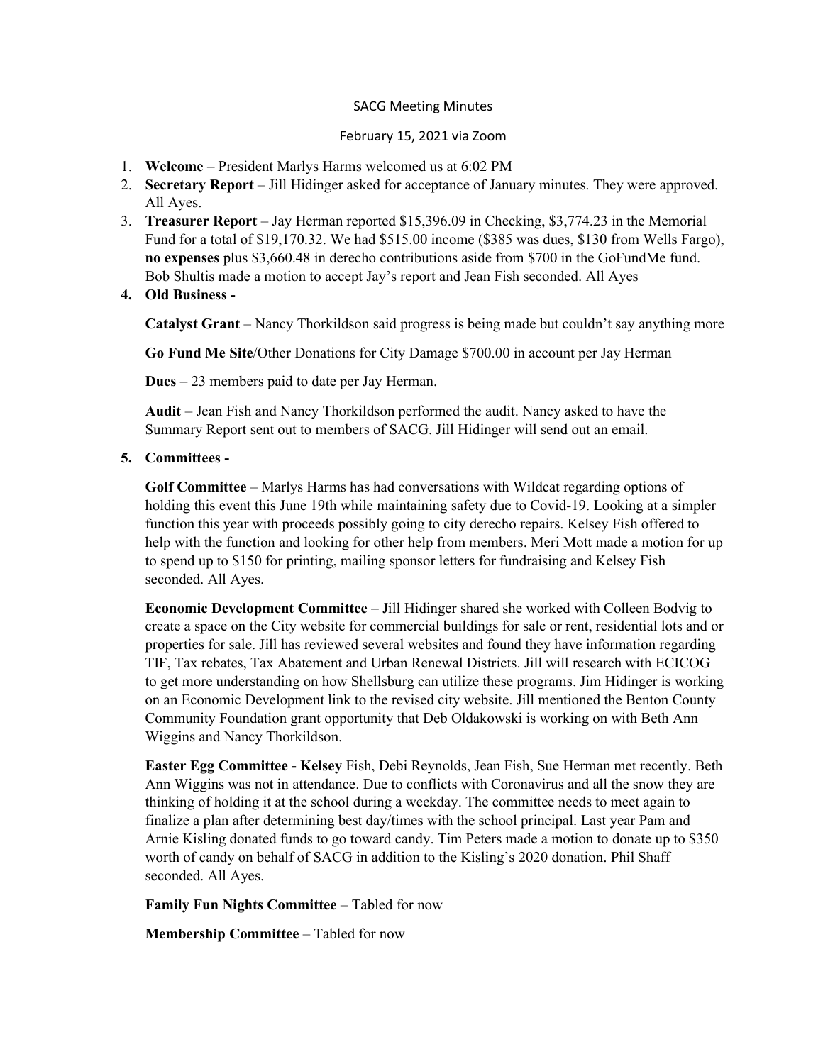SACG Meeting Minutes

February 15, 2021 via Zoom

1. **Welcome** – President Marlys Harms welcomed us at 6:02 PM
2. **Secretary Report** – Jill Hidinger asked for acceptance of January minutes. They were approved. All Ayes.
3. **Treasurer Report** – Jay Herman reported $15,396.09 in Checking, $3,774.23 in the Memorial Fund for a total of $19,170.32. We had $515.00 income ($385 was dues, $130 from Wells Fargo), **no expenses** plus $3,660.48 in derecho contributions aside from $700 in the GoFundMe fund. Bob Shultis made a motion to accept Jay's report and Jean Fish seconded. All Ayes
4. **Old Business -**

   **Catalyst Grant** – Nancy Thorkildson said progress is being made but couldn't say anything more

   **Go Fund Me Site**/Other Donations for City Damage $700.00 in account per Jay Herman

   **Dues** – 23 members paid to date per Jay Herman.

   **Audit** – Jean Fish and Nancy Thorkildson performed the audit. Nancy asked to have the Summary Report sent out to members of SACG. Jill Hidinger will send out an email.

5. **Committees -**

   **Golf Committee** – Marlys Harms has had conversations with Wildcat regarding options of holding this event this June 19th while maintaining safety due to Covid-19. Looking at a simpler function this year with proceeds possibly going to city derecho repairs. Kelsey Fish offered to help with the function and looking for other help from members. Meri Mott made a motion for up to spend up to $150 for printing, mailing sponsor letters for fundraising and Kelsey Fish seconded. All Ayes.

   **Economic Development Committee** – Jill Hidinger shared she worked with Colleen Bodvig to create a space on the City website for commercial buildings for sale or rent, residential lots and or properties for sale. Jill has reviewed several websites and found they have information regarding TIF, Tax rebates, Tax Abatement and Urban Renewal Districts. Jill will research with ECICOG to get more understanding on how Shellsburg can utilize these programs. Jim Hidinger is working on an Economic Development link to the revised city website. Jill mentioned the Benton County Community Foundation grant opportunity that Deb Oldakowski is working on with Beth Ann Wiggins and Nancy Thorkildson.

   **Easter Egg Committee - Kelsey** Fish, Debi Reynolds, Jean Fish, Sue Herman met recently. Beth Ann Wiggins was not in attendance. Due to conflicts with Coronavirus and all the snow they are thinking of holding it at the school during a weekday. The committee needs to meet again to finalize a plan after determining best day/times with the school principal. Last year Pam and Arnie Kisling donated funds to go toward candy. Tim Peters made a motion to donate up to $350 worth of candy on behalf of SACG in addition to the Kisling's 2020 donation. Phil Shaff seconded. All Ayes.

   **Family Fun Nights Committee** – Tabled for now

   **Membership Committee** – Tabled for now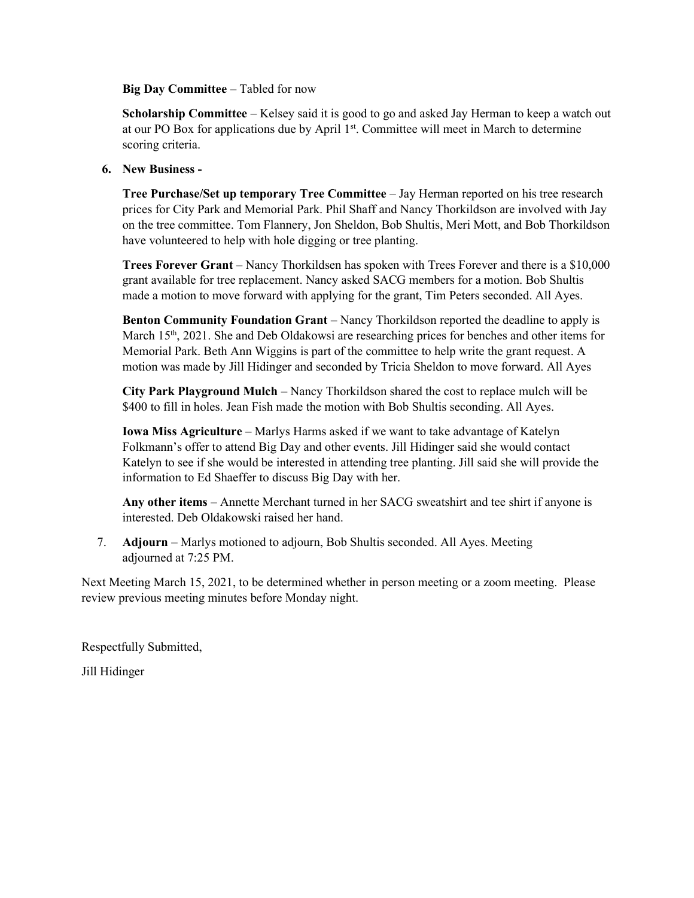**Big Day Committee** – Tabled for now

**Scholarship Committee** – Kelsey said it is good to go and asked Jay Herman to keep a watch out at our PO Box for applications due by April 1st. Committee will meet in March to determine scoring criteria.

6. **New Business -**

**Tree Purchase/Set up temporary Tree Committee** – Jay Herman reported on his tree research prices for City Park and Memorial Park. Phil Shaff and Nancy Thorkildson are involved with Jay on the tree committee. Tom Flannery, Jon Sheldon, Bob Shultis, Meri Mott, and Bob Thorkildson have volunteered to help with hole digging or tree planting.

**Trees Forever Grant** – Nancy Thorkildsen has spoken with Trees Forever and there is a $10,000 grant available for tree replacement. Nancy asked SACG members for a motion. Bob Shultis made a motion to move forward with applying for the grant, Tim Peters seconded. All Ayes.

**Benton Community Foundation Grant** – Nancy Thorkildson reported the deadline to apply is March 15th, 2021. She and Deb Oldakowsi are researching prices for benches and other items for Memorial Park. Beth Ann Wiggins is part of the committee to help write the grant request. A motion was made by Jill Hidinger and seconded by Tricia Sheldon to move forward. All Ayes

**City Park Playground Mulch** – Nancy Thorkildson shared the cost to replace mulch will be $400 to fill in holes. Jean Fish made the motion with Bob Shultis seconding. All Ayes.

**Iowa Miss Agriculture** – Marlys Harms asked if we want to take advantage of Katelyn Folkmann's offer to attend Big Day and other events. Jill Hidinger said she would contact Katelyn to see if she would be interested in attending tree planting. Jill said she will provide the information to Ed Shaeffer to discuss Big Day with her.

**Any other items** – Annette Merchant turned in her SACG sweatshirt and tee shirt if anyone is interested. Deb Oldakowski raised her hand.

7. **Adjourn** – Marlys motioned to adjourn, Bob Shultis seconded. All Ayes. Meeting adjourned at 7:25 PM.

Next Meeting March 15, 2021, to be determined whether in person meeting or a zoom meeting. Please review previous meeting minutes before Monday night.

Respectfully Submitted,

Jill Hidinger